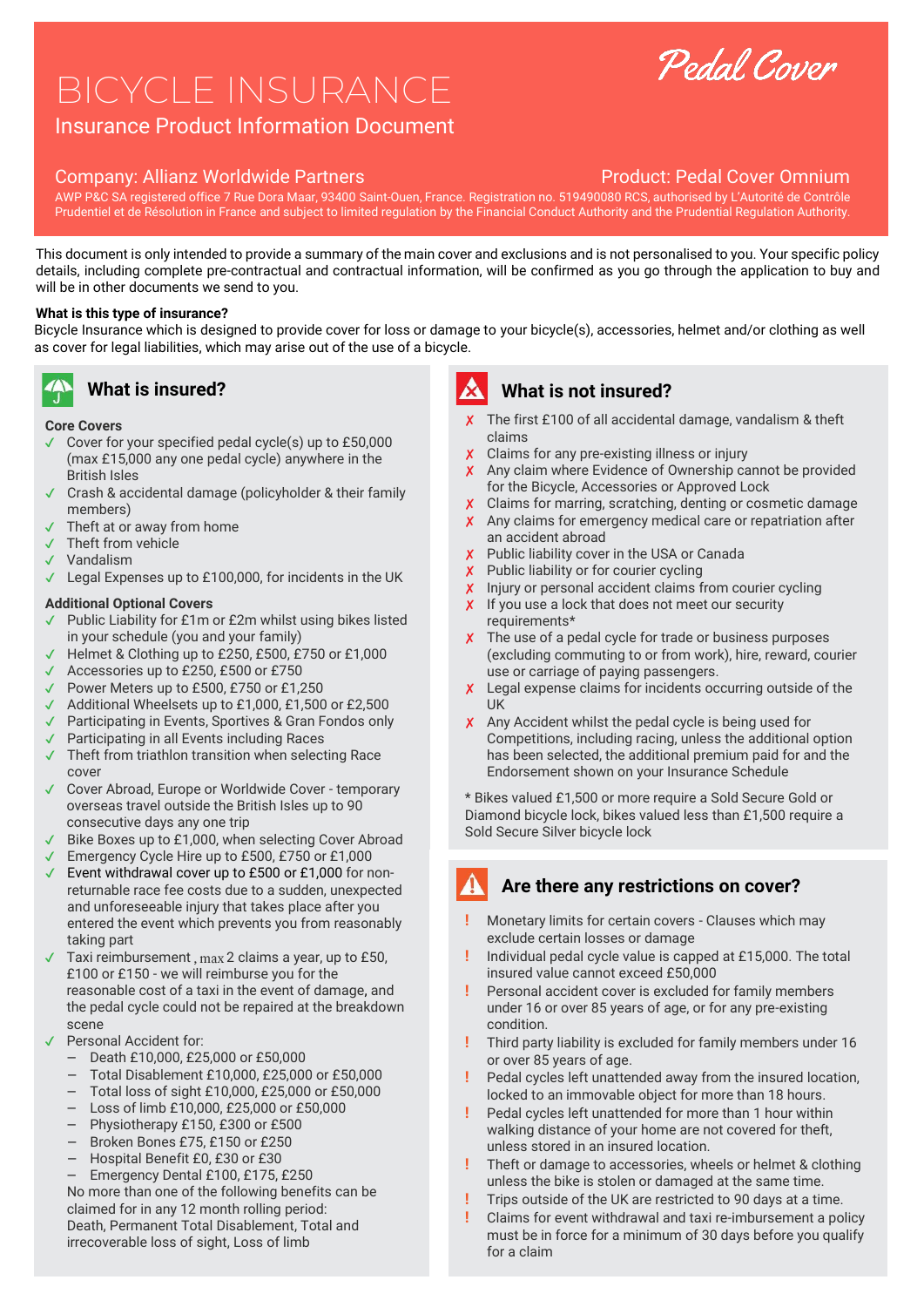# BICYCLE INSURANCE

## Insurance Product Information Document

Pedal Cover

**Company: Allianz Worldwide Partners** | **Product: Pedal Cover Omnium**

AWP P&C SA registered office 7 Rue Dora Maar, 93400 Saint-Ouen, France. Registration no. 519490080 RCS, authorised by L'Autorité de Contrôle Prudentiel et de Résolution in France and subject to limited regulation by the Financial Conduct Authority and the Prudential Regulation Authority.

This document is only intended to provide a summary of the main cover and exclusions and is not personalised to you. Your specific policy details, including complete pre-contractual and contractual information, will be confirmed as you go through the application to buy and will be in other documents we send to you.

**What is this type of insurance?**

Bicycle Insurance which is designed to provide cover for loss or damage to your bicycle(s), accessories, helmet and/or clothing as well as cover for legal liabilities, which may arise out of the use of a bicycle.

## What is insured?

**Core Covers**

- ✓ Cover for your specified pedal cycle(s) up to £50,000 (max £15,000 any one pedal cycle) anywhere in the British Isles
- ✓ Crash & accidental damage (policyholder & their family members)
- ✓ Theft at or away from home
- ✓ Theft from vehicle
- ✓ Vandalism
- ✓ Legal Expenses up to £100,000, for incidents in the UK

**Additional Optional Covers**

- ✓ Public Liability for £1m or £2m whilst using bikes listed in your schedule (you and your family)
- ✓ Helmet & Clothing up to £250, £500, £750 or £1,000
- ✓ Accessories up to £250, £500 or £750
- ✓ Power Meters up to £500, £750 or £1,250
- ✓ Additional Wheelsets up to £1,000, £1,500 or £2,500
- ✓ Participating in Events, Sportives & Gran Fondos only
- ✓ Participating in all Events including Races
- ✓ Theft from triathlon transition when selecting Race cover
- ✓ Cover Abroad, Europe or Worldwide Cover - temporary overseas travel outside the British Isles up to 90 consecutive days any one trip
- ✓ Bike Boxes up to £1,000, when selecting Cover Abroad
- ✓ Emergency Cycle Hire up to £500, £750 or £1,000
- ✓ Event withdrawal cover up to £500 or £1,000 for non-returnable race fee costs due to a sudden, unexpected and unforeseeable injury that takes place after you entered the event which prevents you from reasonably taking part
- ✓ Taxi reimbursement , max 2 claims a year, up to £50, £100 or £150 - we will reimburse you for the reasonable cost of a taxi in the event of damage, and the pedal cycle could not be repaired at the breakdown scene
- ✓ Personal Accident for:
  - Death £10,000, £25,000 or £50,000
  - Total Disablement £10,000, £25,000 or £50,000
  - Total loss of sight £10,000, £25,000 or £50,000
  - Loss of limb £10,000, £25,000 or £50,000
  - Physiotherapy £150, £300 or £500
  - Broken Bones £75, £150 or £250
  - Hospital Benefit £0, £30 or £30
  - Emergency Dental £100, £175, £250

  No more than one of the following benefits can be claimed for in any 12 month rolling period: Death, Permanent Total Disablement, Total and irrecoverable loss of sight, Loss of limb

## What is not insured?

- ✗ The first £100 of all accidental damage, vandalism & theft claims
- ✗ Claims for any pre-existing illness or injury
- ✗ Any claim where Evidence of Ownership cannot be provided for the Bicycle, Accessories or Approved Lock
- ✗ Claims for marring, scratching, denting or cosmetic damage
- ✗ Any claims for emergency medical care or repatriation after an accident abroad
- ✗ Public liability cover in the USA or Canada
- ✗ Public liability or for courier cycling
- ✗ Injury or personal accident claims from courier cycling
- ✗ If you use a lock that does not meet our security requirements*
- ✗ The use of a pedal cycle for trade or business purposes (excluding commuting to or from work), hire, reward, courier use or carriage of paying passengers.
- ✗ Legal expense claims for incidents occurring outside of the UK
- ✗ Any Accident whilst the pedal cycle is being used for Competitions, including racing, unless the additional option has been selected, the additional premium paid for and the Endorsement shown on your Insurance Schedule

* Bikes valued £1,500 or more require a Sold Secure Gold or Diamond bicycle lock, bikes valued less than £1,500 require a Sold Secure Silver bicycle lock

## Are there any restrictions on cover?

- ! Monetary limits for certain covers - Clauses which may exclude certain losses or damage
- ! Individual pedal cycle value is capped at £15,000. The total insured value cannot exceed £50,000
- ! Personal accident cover is excluded for family members under 16 or over 85 years of age, or for any pre-existing condition.
- ! Third party liability is excluded for family members under 16 or over 85 years of age.
- ! Pedal cycles left unattended away from the insured location, locked to an immovable object for more than 18 hours.
- ! Pedal cycles left unattended for more than 1 hour within walking distance of your home are not covered for theft, unless stored in an insured location.
- ! Theft or damage to accessories, wheels or helmet & clothing unless the bike is stolen or damaged at the same time.
- ! Trips outside of the UK are restricted to 90 days at a time.
- ! Claims for event withdrawal and taxi re-imbursement a policy must be in force for a minimum of 30 days before you qualify for a claim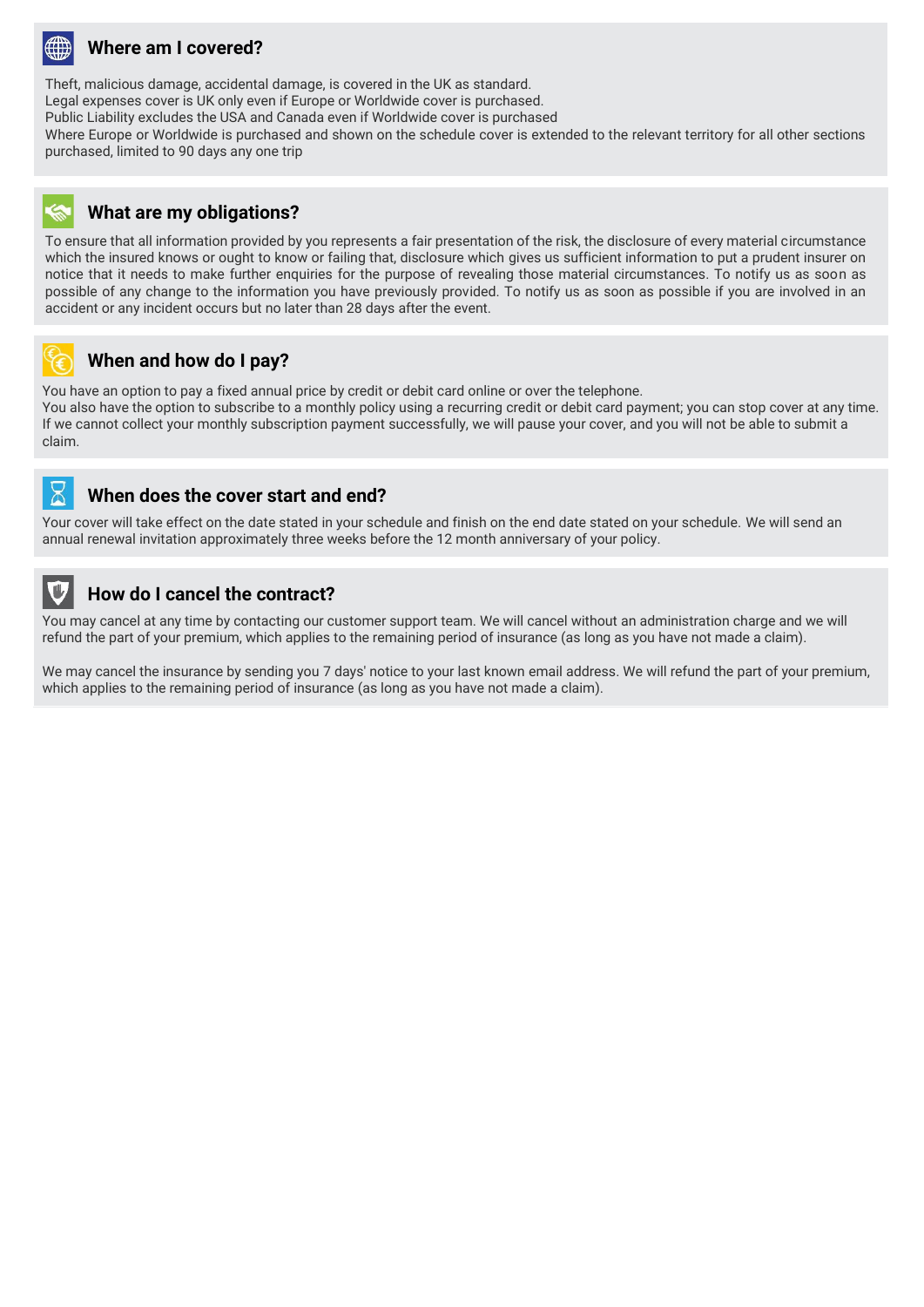## Where am I covered?

Theft, malicious damage, accidental damage, is covered in the UK as standard.
Legal expenses cover is UK only even if Europe or Worldwide cover is purchased.
Public Liability excludes the USA and Canada even if Worldwide cover is purchased
Where Europe or Worldwide is purchased and shown on the schedule cover is extended to the relevant territory for all other sections purchased, limited to 90 days any one trip

## What are my obligations?

To ensure that all information provided by you represents a fair presentation of the risk, the disclosure of every material circumstance which the insured knows or ought to know or failing that, disclosure which gives us sufficient information to put a prudent insurer on notice that it needs to make further enquiries for the purpose of revealing those material circumstances. To notify us as soon as possible of any change to the information you have previously provided. To notify us as soon as possible if you are involved in an accident or any incident occurs but no later than 28 days after the event.

## When and how do I pay?

You have an option to pay a fixed annual price by credit or debit card online or over the telephone.
You also have the option to subscribe to a monthly policy using a recurring credit or debit card payment; you can stop cover at any time. If we cannot collect your monthly subscription payment successfully, we will pause your cover, and you will not be able to submit a claim.

## When does the cover start and end?

Your cover will take effect on the date stated in your schedule and finish on the end date stated on your schedule. We will send an annual renewal invitation approximately three weeks before the 12 month anniversary of your policy.

## How do I cancel the contract?

You may cancel at any time by contacting our customer support team. We will cancel without an administration charge and we will refund the part of your premium, which applies to the remaining period of insurance (as long as you have not made a claim).

We may cancel the insurance by sending you 7 days' notice to your last known email address. We will refund the part of your premium, which applies to the remaining period of insurance (as long as you have not made a claim).